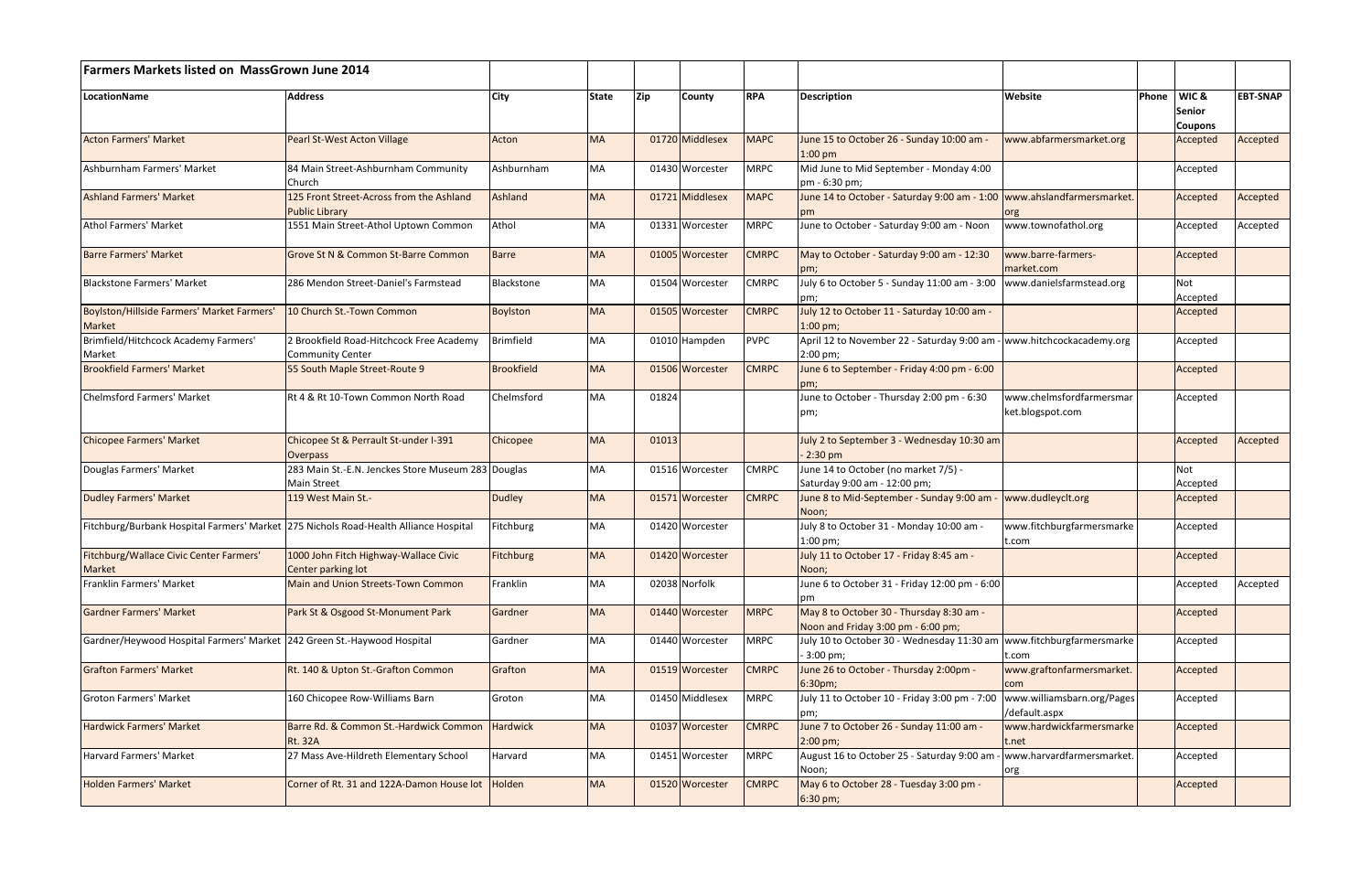# Farmers Markets listed on MassGrown June 2014

| LocationName | Address | City | State | Zip | County | RPA | Description | Website | Phone | WIC & Senior Coupons | EBT-SNAP |
|---|---|---|---|---|---|---|---|---|---|---|---|
| Acton Farmers' Market | Pearl St-West Acton Village | Acton | MA | 01720 | Middlesex | MAPC | June 15 to October 26 - Sunday 10:00 am - 1:00 pm | www.abfarmersmarket.org | | Accepted | Accepted |
| Ashburnham Farmers' Market | 84 Main Street-Ashburnham Community Church | Ashburnham | MA | 01430 | Worcester | MRPC | Mid June to Mid September - Monday 4:00 pm - 6:30 pm; | | | Accepted | |
| Ashland Farmers' Market | 125 Front Street-Across from the Ashland Public Library | Ashland | MA | 01721 | Middlesex | MAPC | June 14 to October - Saturday 9:00 am - 1:00 pm | www.ahslandfarmersmarket.org | | Accepted | Accepted |
| Athol Farmers' Market | 1551 Main Street-Athol Uptown Common | Athol | MA | 01331 | Worcester | MRPC | June to October - Saturday 9:00 am - Noon | www.townofathol.org | | Accepted | Accepted |
| Barre Farmers' Market | Grove St N & Common St-Barre Common | Barre | MA | 01005 | Worcester | CMRPC | May to October - Saturday 9:00 am - 12:30 pm; | www.barre-farmers-market.com | | Accepted | |
| Blackstone Farmers' Market | 286 Mendon Street-Daniel's Farmstead | Blackstone | MA | 01504 | Worcester | CMRPC | July 6 to October 5 - Sunday 11:00 am - 3:00 pm; | www.danielsfarmstead.org | | Not Accepted | |
| Boylston/Hillside Farmers' Market Farmers' Market | 10 Church St.-Town Common | Boylston | MA | 01505 | Worcester | CMRPC | July 12 to October 11 - Saturday 10:00 am - 1:00 pm; | | | Accepted | |
| Brimfield/Hitchcock Academy Farmers' Market | 2 Brookfield Road-Hitchcock Free Academy Community Center | Brimfield | MA | 01010 | Hampden | PVPC | April 12 to November 22 - Saturday 9:00 am - 2:00 pm; | www.hitchcockacademy.org | | Accepted | |
| Brookfield Farmers' Market | 55 South Maple Street-Route 9 | Brookfield | MA | 01506 | Worcester | CMRPC | June 6 to September - Friday 4:00 pm - 6:00 pm; | | | Accepted | |
| Chelmsford Farmers' Market | Rt 4 & Rt 10-Town Common North Road | Chelmsford | MA | 01824 | | | June to October - Thursday 2:00 pm - 6:30 pm; | www.chelmsfordfarmersmarket.blogspot.com | | Accepted | |
| Chicopee Farmers' Market | Chicopee St & Perrault St-under I-391 Overpass | Chicopee | MA | 01013 | | | July 2 to September 3 - Wednesday 10:30 am - 2:30 pm | | | Accepted | Accepted |
| Douglas Farmers' Market | 283 Main St.-E.N. Jenckes Store Museum 283 Main Street | Douglas | MA | 01516 | Worcester | CMRPC | June 14 to October (no market 7/5) - Saturday 9:00 am - 12:00 pm; | | | Not Accepted | |
| Dudley Farmers' Market | 119 West Main St.- | Dudley | MA | 01571 | Worcester | CMRPC | June 8 to Mid-September - Sunday 9:00 am - Noon; | www.dudleyclt.org | | Accepted | |
| Fitchburg/Burbank Hospital Farmers' Market | 275 Nichols Road-Health Alliance Hospital | Fitchburg | MA | 01420 | Worcester | | July 8 to October 31 - Monday 10:00 am - 1:00 pm; | www.fitchburgfarmersmarket.com | | Accepted | |
| Fitchburg/Wallace Civic Center Farmers' Market | 1000 John Fitch Highway-Wallace Civic Center parking lot | Fitchburg | MA | 01420 | Worcester | | July 11 to October 17 - Friday 8:45 am - Noon; | | | Accepted | |
| Franklin Farmers' Market | Main and Union Streets-Town Common | Franklin | MA | 02038 | Norfolk | | June 6 to October 31 - Friday 12:00 pm - 6:00 pm | | | Accepted | Accepted |
| Gardner Farmers' Market | Park St & Osgood St-Monument Park | Gardner | MA | 01440 | Worcester | MRPC | May 8 to October 30 - Thursday 8:30 am - Noon and Friday 3:00 pm - 6:00 pm; | | | Accepted | |
| Gardner/Heywood Hospital Farmers' Market | 242 Green St.-Haywood Hospital | Gardner | MA | 01440 | Worcester | MRPC | July 10 to October 30 - Wednesday 11:30 am - 3:00 pm; | www.fitchburgfarmersmarket.com | | Accepted | |
| Grafton Farmers' Market | Rt. 140 & Upton St.-Grafton Common | Grafton | MA | 01519 | Worcester | CMRPC | June 26 to October - Thursday 2:00pm - 6:30pm; | www.graftonfarmersmarket.com | | Accepted | |
| Groton Farmers' Market | 160 Chicopee Row-Williams Barn | Groton | MA | 01450 | Middlesex | MRPC | July 11 to October 10 - Friday 3:00 pm - 7:00 pm; | www.williamsbarn.org/Pages/default.aspx | | Accepted | |
| Hardwick Farmers' Market | Barre Rd. & Common St.-Hardwick Common Rt. 32A | Hardwick | MA | 01037 | Worcester | CMRPC | June 7 to October 26 - Sunday 11:00 am - 2:00 pm; | www.hardwickfarmersmarket.net | | Accepted | |
| Harvard Farmers' Market | 27 Mass Ave-Hildreth Elementary School | Harvard | MA | 01451 | Worcester | MRPC | August 16 to October 25 - Saturday 9:00 am - Noon; | www.harvardfarmersmarket.org | | Accepted | |
| Holden Farmers' Market | Corner of Rt. 31 and 122A-Damon House lot | Holden | MA | 01520 | Worcester | CMRPC | May 6 to October 28 - Tuesday 3:00 pm - 6:30 pm; | | | Accepted | |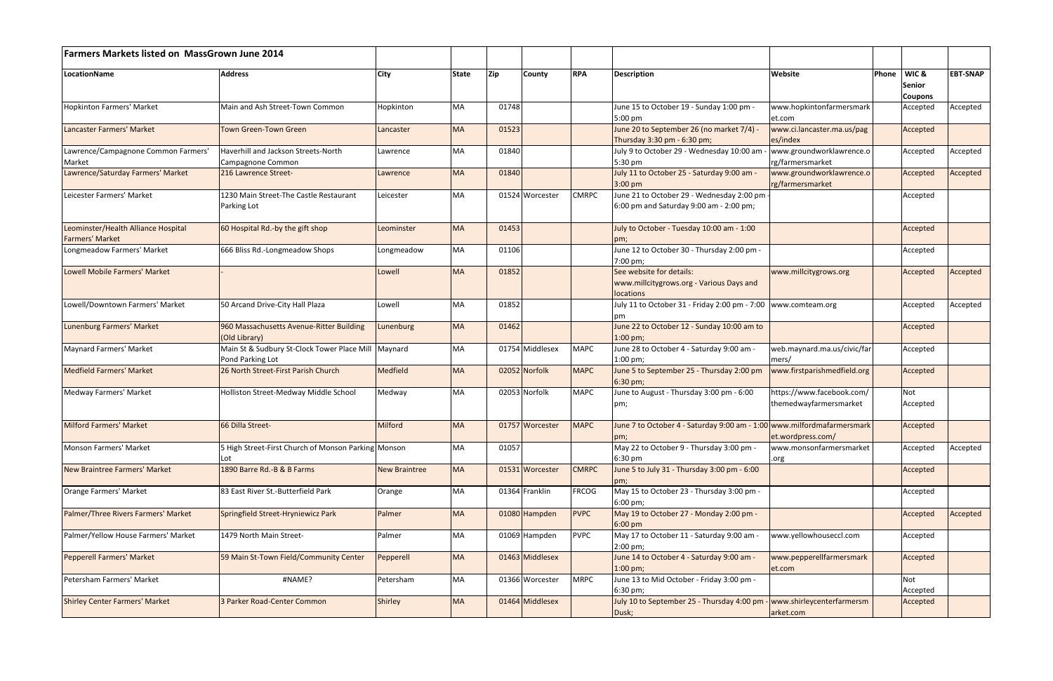| Farmers Markets listed on MassGrown June 2014 | | | | | | | | | | | |
|---|---|---|---|---|---|---|---|---|---|---|---|
| LocationName | Address | City | State | Zip | County | RPA | Description | Website | Phone | WIC & Senior Coupons | EBT-SNAP |
| Hopkinton Farmers' Market | Main and Ash Street-Town Common | Hopkinton | MA | 01748 | | | June 15 to October 19 - Sunday 1:00 pm - 5:00 pm | www.hopkintonfarmersmarket.com | | Accepted | Accepted |
| Lancaster Farmers' Market | Town Green-Town Green | Lancaster | MA | 01523 | | | June 20 to September 26 (no market 7/4) - Thursday 3:30 pm - 6:30 pm; | www.ci.lancaster.ma.us/pages/index | | Accepted | |
| Lawrence/Campagnone Common Farmers' Market | Haverhill and Jackson Streets-North Campagnone Common | Lawrence | MA | 01840 | | | July 9 to October 29 - Wednesday 10:00 am - 5:30 pm | www.groundworklawrence.org/farmersmarket | | Accepted | Accepted |
| Lawrence/Saturday Farmers' Market | 216 Lawrence Street- | Lawrence | MA | 01840 | | | July 11 to October 25 - Saturday 9:00 am - 3:00 pm | www.groundworklawrence.org/farmersmarket | | Accepted | Accepted |
| Leicester Farmers' Market | 1230 Main Street-The Castle Restaurant Parking Lot | Leicester | MA | 01524 | Worcester | CMRPC | June 21 to October 29 - Wednesday 2:00 pm - 6:00 pm and Saturday 9:00 am - 2:00 pm; | | | Accepted | |
| Leominster/Health Alliance Hospital Farmers' Market | 60 Hospital Rd.-by the gift shop | Leominster | MA | 01453 | | | July to October - Tuesday 10:00 am - 1:00 pm; | | | Accepted | |
| Longmeadow Farmers' Market | 666 Bliss Rd.-Longmeadow Shops | Longmeadow | MA | 01106 | | | June 12 to October 30 - Thursday 2:00 pm - 7:00 pm; | | | Accepted | |
| Lowell Mobile Farmers' Market | - | Lowell | MA | 01852 | | | See website for details: www.millcitygrows.org - Various Days and locations | www.millcitygrows.org | | Accepted | Accepted |
| Lowell/Downtown Farmers' Market | 50 Arcand Drive-City Hall Plaza | Lowell | MA | 01852 | | | July 11 to October 31 - Friday 2:00 pm - 7:00 pm | www.comteam.org | | Accepted | Accepted |
| Lunenburg Farmers' Market | 960 Massachusetts Avenue-Ritter Building (Old Library) | Lunenburg | MA | 01462 | | | June 22 to October 12 - Sunday 10:00 am to 1:00 pm; | | | Accepted | |
| Maynard Farmers' Market | Main St & Sudbury St-Clock Tower Place Mill Pond Parking Lot | Maynard | MA | 01754 | Middlesex | MAPC | June 28 to October 4 - Saturday 9:00 am - 1:00 pm; | web.maynard.ma.us/civic/farmers/ | | Accepted | |
| Medfield Farmers' Market | 26 North Street-First Parish Church | Medfield | MA | 02052 | Norfolk | MAPC | June 5 to September 25 - Thursday 2:00 pm 6:30 pm; | www.firstparishmedfield.org | | Accepted | |
| Medway Farmers' Market | Holliston Street-Medway Middle School | Medway | MA | 02053 | Norfolk | MAPC | June to August - Thursday 3:00 pm - 6:00 pm; | https://www.facebook.com/themedwayfarmersmarket | | Not Accepted | |
| Milford Farmers' Market | 66 Dilla Street- | Milford | MA | 01757 | Worcester | MAPC | June 7 to October 4 - Saturday 9:00 am - 1:00 pm; | www.milfordmafarmersmarket.wordpress.com/ | | Accepted | |
| Monson Farmers' Market | 5 High Street-First Church of Monson Parking Lot | Monson | MA | 01057 | | | May 22 to October 9 - Thursday 3:00 pm - 6:30 pm | www.monsonfarmersmarket.org | | Accepted | Accepted |
| New Braintree Farmers' Market | 1890 Barre Rd.-B & B Farms | New Braintree | MA | 01531 | Worcester | CMRPC | June 5 to July 31 - Thursday 3:00 pm - 6:00 pm; | | | Accepted | |
| Orange Farmers' Market | 83 East River St.-Butterfield Park | Orange | MA | 01364 | Franklin | FRCOG | May 15 to October 23 - Thursday 3:00 pm - 6:00 pm; | | | Accepted | |
| Palmer/Three Rivers Farmers' Market | Springfield Street-Hryniewicz Park | Palmer | MA | 01080 | Hampden | PVPC | May 19 to October 27 - Monday 2:00 pm - 6:00 pm | | | Accepted | Accepted |
| Palmer/Yellow House Farmers' Market | 1479 North Main Street- | Palmer | MA | 01069 | Hampden | PVPC | May 17 to October 11 - Saturday 9:00 am - 2:00 pm; | www.yellowhouseccl.com | | Accepted | |
| Pepperell Farmers' Market | 59 Main St-Town Field/Community Center | Pepperell | MA | 01463 | Middlesex | | June 14 to October 4 - Saturday 9:00 am - 1:00 pm; | www.pepperellfarmersmarket.com | | Accepted | |
| Petersham Farmers' Market | #NAME? | Petersham | MA | 01366 | Worcester | MRPC | June 13 to Mid October - Friday 3:00 pm - 6:30 pm; | | | Not Accepted | |
| Shirley Center Farmers' Market | 3 Parker Road-Center Common | Shirley | MA | 01464 | Middlesex | | July 10 to September 25 - Thursday 4:00 pm - Dusk; | www.shirleycenterfarmersmarket.com | | Accepted | |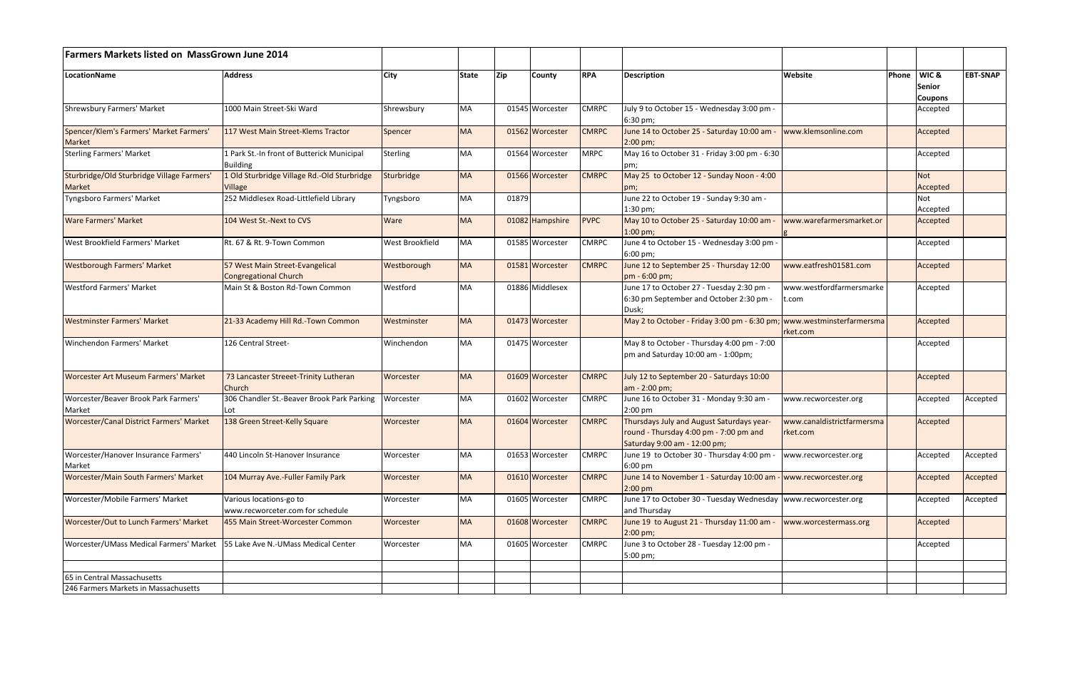| Farmers Markets listed on MassGrown June 2014 | | | | | | | | | | | |
|---|---|---|---|---|---|---|---|---|---|---|---|
| **LocationName** | **Address** | **City** | **State** | **Zip** | **County** | **RPA** | **Description** | **Website** | **Phone** | **WIC & Senior Coupons** | **EBT-SNAP** |
| Shrewsbury Farmers' Market | 1000 Main Street-Ski Ward | Shrewsbury | MA | 01545 | Worcester | CMRPC | July 9 to October 15 - Wednesday 3:00 pm - 6:30 pm; | | | Accepted | |
| Spencer/Klem's Farmers' Market Farmers' Market | 117 West Main Street-Klems Tractor | Spencer | MA | 01562 | Worcester | CMRPC | June 14 to October 25 - Saturday 10:00 am - 2:00 pm; | www.klemsonline.com | | Accepted | |
| Sterling Farmers' Market | 1 Park St.-In front of Butterick Municipal Building | Sterling | MA | 01564 | Worcester | MRPC | May 16 to October 31 - Friday 3:00 pm - 6:30 pm; | | | Accepted | |
| Sturbridge/Old Sturbridge Village Farmers' Market | 1 Old Sturbridge Village Rd.-Old Sturbridge Village | Sturbridge | MA | 01566 | Worcester | CMRPC | May 25 to October 12 - Sunday Noon - 4:00 pm; | | | Not Accepted | |
| Tyngsboro Farmers' Market | 252 Middlesex Road-Littlefield Library | Tyngsboro | MA | 01879 | | | June 22 to October 19 - Sunday 9:30 am - 1:30 pm; | | | Not Accepted | |
| Ware Farmers' Market | 104 West St.-Next to CVS | Ware | MA | 01082 | Hampshire | PVPC | May 10 to October 25 - Saturday 10:00 am - 1:00 pm; | www.warefarmersmarket.org | | Accepted | |
| West Brookfield Farmers' Market | Rt. 67 & Rt. 9-Town Common | West Brookfield | MA | 01585 | Worcester | CMRPC | June 4 to October 15 - Wednesday 3:00 pm - 6:00 pm; | | | Accepted | |
| Westborough Farmers' Market | 57 West Main Street-Evangelical Congregational Church | Westborough | MA | 01581 | Worcester | CMRPC | June 12 to September 25 - Thursday 12:00 pm - 6:00 pm; | www.eatfresh01581.com | | Accepted | |
| Westford Farmers' Market | Main St & Boston Rd-Town Common | Westford | MA | 01886 | Middlesex | | June 17 to October 27 - Tuesday 2:30 pm - 6:30 pm September and October 2:30 pm - Dusk; | www.westfordfarmersmarket.com | | Accepted | |
| Westminster Farmers' Market | 21-33 Academy Hill Rd.-Town Common | Westminster | MA | 01473 | Worcester | | May 2 to October - Friday 3:00 pm - 6:30 pm; | www.westminsterfarmersmarket.com | | Accepted | |
| Winchendon Farmers' Market | 126 Central Street- | Winchendon | MA | 01475 | Worcester | | May 8 to October - Thursday 4:00 pm - 7:00 pm and Saturday 10:00 am - 1:00pm; | | | Accepted | |
| Worcester Art Museum Farmers' Market | 73 Lancaster Streeet-Trinity Lutheran Church | Worcester | MA | 01609 | Worcester | CMRPC | July 12 to September 20 - Saturdays 10:00 am - 2:00 pm; | | | Accepted | |
| Worcester/Beaver Brook Park Farmers' Market | 306 Chandler St.-Beaver Brook Park Parking Lot | Worcester | MA | 01602 | Worcester | CMRPC | June 16 to October 31 - Monday 9:30 am - 2:00 pm | www.recworcester.org | | Accepted | Accepted |
| Worcester/Canal District Farmers' Market | 138 Green Street-Kelly Square | Worcester | MA | 01604 | Worcester | CMRPC | Thursdays July and August Saturdays year-round - Thursday 4:00 pm - 7:00 pm and Saturday 9:00 am - 12:00 pm; | www.canaldistrictfarmersmarket.com | | Accepted | |
| Worcester/Hanover Insurance Farmers' Market | 440 Lincoln St-Hanover Insurance | Worcester | MA | 01653 | Worcester | CMRPC | June 19 to October 30 - Thursday 4:00 pm - 6:00 pm | www.recworcester.org | | Accepted | Accepted |
| Worcester/Main South Farmers' Market | 104 Murray Ave.-Fuller Family Park | Worcester | MA | 01610 | Worcester | CMRPC | June 14 to November 1 - Saturday 10:00 am - 2:00 pm | www.recworcester.org | | Accepted | Accepted |
| Worcester/Mobile Farmers' Market | Various locations-go to www.recworceter.com for schedule | Worcester | MA | 01605 | Worcester | CMRPC | June 17 to October 30 - Tuesday Wednesday and Thursday | www.recworcester.org | | Accepted | Accepted |
| Worcester/Out to Lunch Farmers' Market | 455 Main Street-Worcester Common | Worcester | MA | 01608 | Worcester | CMRPC | June 19 to August 21 - Thursday 11:00 am - 2:00 pm; | www.worcestermass.org | | Accepted | |
| Worcester/UMass Medical Farmers' Market | 55 Lake Ave N.-UMass Medical Center | Worcester | MA | 01605 | Worcester | CMRPC | June 3 to October 28 - Tuesday 12:00 pm - 5:00 pm; | | | Accepted | |
| | | | | | | | | | | | |
| 65 in Central Massachusetts | | | | | | | | | | | |
| 246 Farmers Markets in Massachusetts | | | | | | | | | | | |